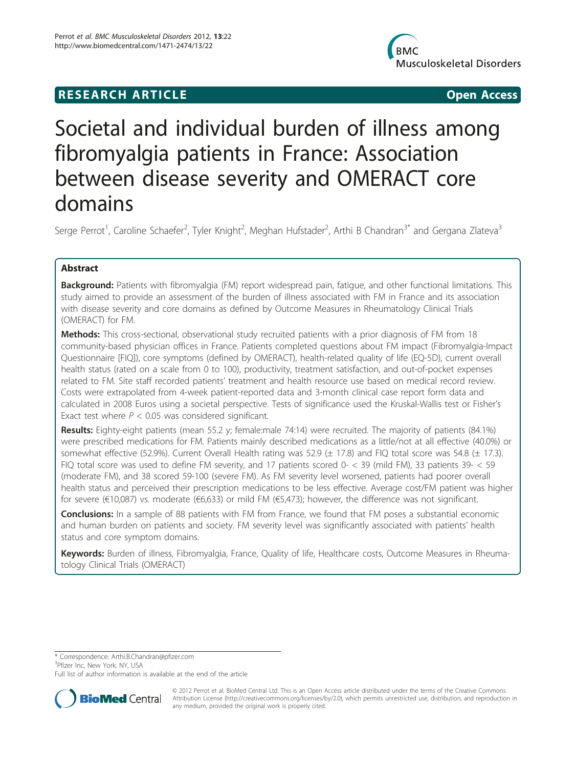RESEARCH ARTICLE

Open Access

# Societal and individual burden of illness among fibromyalgia patients in France: Association between disease severity and OMERACT core domains

Serge Perrot[1], Caroline Schaefer[2], Tyler Knight[2], Meghan Hufstader[2], Arthi B Chandran[3*] and Gergana Zlateva[3]

## Abstract

**Background:** Patients with fibromyalgia (FM) report widespread pain, fatigue, and other functional limitations. This study aimed to provide an assessment of the burden of illness associated with FM in France and its association with disease severity and core domains as defined by Outcome Measures in Rheumatology Clinical Trials (OMERACT) for FM.

**Methods:** This cross-sectional, observational study recruited patients with a prior diagnosis of FM from 18 community-based physician offices in France. Patients completed questions about FM impact (Fibromyalgia-Impact Questionnaire [FIQ]), core symptoms (defined by OMERACT), health-related quality of life (EQ-5D), current overall health status (rated on a scale from 0 to 100), productivity, treatment satisfaction, and out-of-pocket expenses related to FM. Site staff recorded patients' treatment and health resource use based on medical record review. Costs were extrapolated from 4-week patient-reported data and 3-month clinical case report form data and calculated in 2008 Euros using a societal perspective. Tests of significance used the Kruskal-Wallis test or Fisher's Exact test where $P < 0.05$ was considered significant.

**Results:** Eighty-eight patients (mean 55.2 y; female:male 74:14) were recruited. The majority of patients (84.1%) were prescribed medications for FM. Patients mainly described medications as a little/not at all effective (40.0%) or somewhat effective (52.9%). Current Overall Health rating was 52.9 (± 17.8) and FIQ total score was 54.8 (± 17.3). FIQ total score was used to define FM severity, and 17 patients scored 0- < 39 (mild FM), 33 patients 39- < 59 (moderate FM), and 38 scored 59-100 (severe FM). As FM severity level worsened, patients had poorer overall health status and perceived their prescription medications to be less effective. Average cost/FM patient was higher for severe (€10,087) vs. moderate (€6,633) or mild FM (€5,473); however, the difference was not significant.

**Conclusions:** In a sample of 88 patients with FM from France, we found that FM poses a substantial economic and human burden on patients and society. FM severity level was significantly associated with patients' health status and core symptom domains.

**Keywords:** Burden of illness, Fibromyalgia, France, Quality of life, Healthcare costs, Outcome Measures in Rheumatology Clinical Trials (OMERACT)

---

\* Correspondence: Arthi.B.Chandran@pfizer.com
[3]Pfizer Inc, New York, NY, USA
Full list of author information is available at the end of the article

© 2012 Perrot et al; BioMed Central Ltd. This is an Open Access article distributed under the terms of the Creative Commons Attribution License (http://creativecommons.org/licenses/by/2.0), which permits unrestricted use, distribution, and reproduction in any medium, provided the original work is properly cited.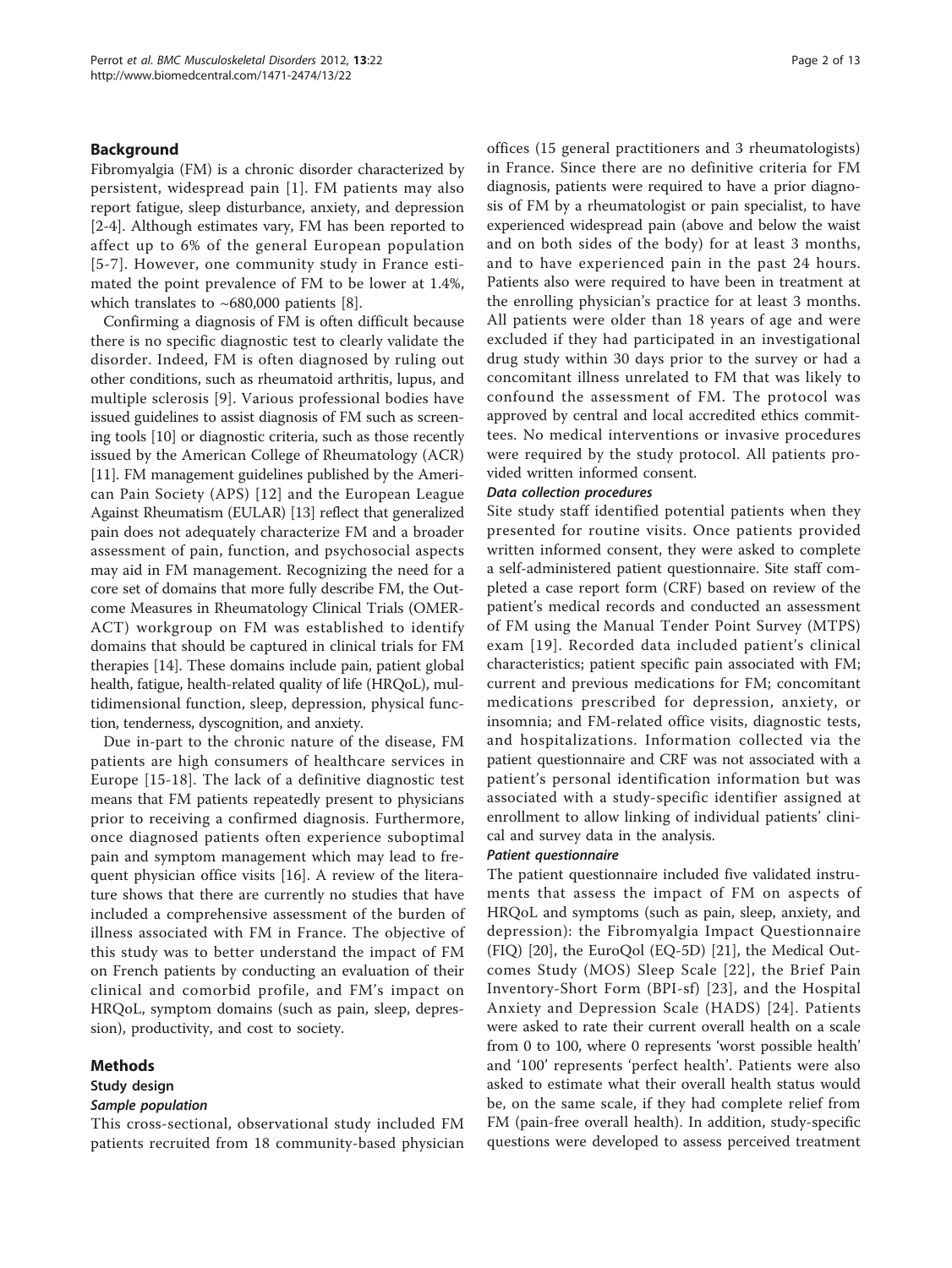## Background

Fibromyalgia (FM) is a chronic disorder characterized by persistent, widespread pain [1]. FM patients may also report fatigue, sleep disturbance, anxiety, and depression [2-4]. Although estimates vary, FM has been reported to affect up to 6% of the general European population [5-7]. However, one community study in France estimated the point prevalence of FM to be lower at 1.4%, which translates to ~680,000 patients [8].

Confirming a diagnosis of FM is often difficult because there is no specific diagnostic test to clearly validate the disorder. Indeed, FM is often diagnosed by ruling out other conditions, such as rheumatoid arthritis, lupus, and multiple sclerosis [9]. Various professional bodies have issued guidelines to assist diagnosis of FM such as screening tools [10] or diagnostic criteria, such as those recently issued by the American College of Rheumatology (ACR) [11]. FM management guidelines published by the American Pain Society (APS) [12] and the European League Against Rheumatism (EULAR) [13] reflect that generalized pain does not adequately characterize FM and a broader assessment of pain, function, and psychosocial aspects may aid in FM management. Recognizing the need for a core set of domains that more fully describe FM, the Outcome Measures in Rheumatology Clinical Trials (OMERACT) workgroup on FM was established to identify domains that should be captured in clinical trials for FM therapies [14]. These domains include pain, patient global health, fatigue, health-related quality of life (HRQoL), multidimensional function, sleep, depression, physical function, tenderness, dyscognition, and anxiety.

Due in-part to the chronic nature of the disease, FM patients are high consumers of healthcare services in Europe [15-18]. The lack of a definitive diagnostic test means that FM patients repeatedly present to physicians prior to receiving a confirmed diagnosis. Furthermore, once diagnosed patients often experience suboptimal pain and symptom management which may lead to frequent physician office visits [16]. A review of the literature shows that there are currently no studies that have included a comprehensive assessment of the burden of illness associated with FM in France. The objective of this study was to better understand the impact of FM on French patients by conducting an evaluation of their clinical and comorbid profile, and FM's impact on HRQoL, symptom domains (such as pain, sleep, depression), productivity, and cost to society.

## Methods

### Study design

#### *Sample population*

This cross-sectional, observational study included FM patients recruited from 18 community-based physician offices (15 general practitioners and 3 rheumatologists) in France. Since there are no definitive criteria for FM diagnosis, patients were required to have a prior diagnosis of FM by a rheumatologist or pain specialist, to have experienced widespread pain (above and below the waist and on both sides of the body) for at least 3 months, and to have experienced pain in the past 24 hours. Patients also were required to have been in treatment at the enrolling physician's practice for at least 3 months. All patients were older than 18 years of age and were excluded if they had participated in an investigational drug study within 30 days prior to the survey or had a concomitant illness unrelated to FM that was likely to confound the assessment of FM. The protocol was approved by central and local accredited ethics committees. No medical interventions or invasive procedures were required by the study protocol. All patients provided written informed consent.

#### *Data collection procedures*

Site study staff identified potential patients when they presented for routine visits. Once patients provided written informed consent, they were asked to complete a self-administered patient questionnaire. Site staff completed a case report form (CRF) based on review of the patient's medical records and conducted an assessment of FM using the Manual Tender Point Survey (MTPS) exam [19]. Recorded data included patient's clinical characteristics; patient specific pain associated with FM; current and previous medications for FM; concomitant medications prescribed for depression, anxiety, or insomnia; and FM-related office visits, diagnostic tests, and hospitalizations. Information collected via the patient questionnaire and CRF was not associated with a patient's personal identification information but was associated with a study-specific identifier assigned at enrollment to allow linking of individual patients' clinical and survey data in the analysis.

#### *Patient questionnaire*

The patient questionnaire included five validated instruments that assess the impact of FM on aspects of HRQoL and symptoms (such as pain, sleep, anxiety, and depression): the Fibromyalgia Impact Questionnaire (FIQ) [20], the EuroQol (EQ-5D) [21], the Medical Outcomes Study (MOS) Sleep Scale [22], the Brief Pain Inventory-Short Form (BPI-sf) [23], and the Hospital Anxiety and Depression Scale (HADS) [24]. Patients were asked to rate their current overall health on a scale from 0 to 100, where 0 represents 'worst possible health' and '100' represents 'perfect health'. Patients were also asked to estimate what their overall health status would be, on the same scale, if they had complete relief from FM (pain-free overall health). In addition, study-specific questions were developed to assess perceived treatment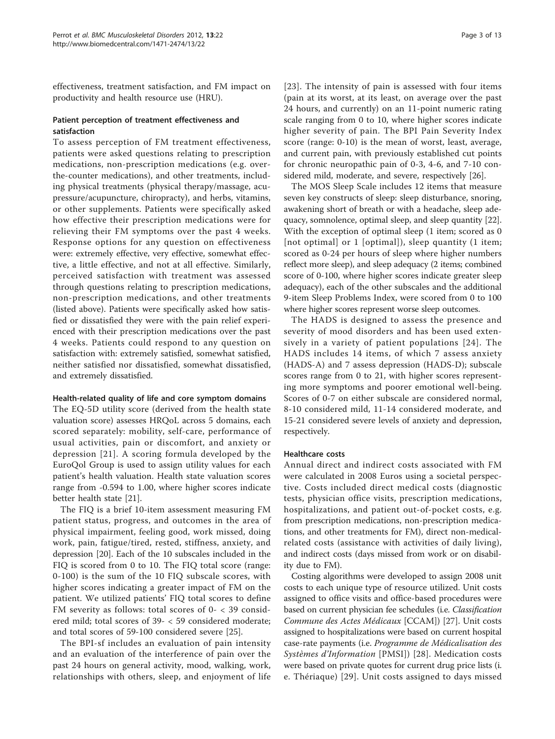effectiveness, treatment satisfaction, and FM impact on productivity and health resource use (HRU).

### Patient perception of treatment effectiveness and satisfaction

To assess perception of FM treatment effectiveness, patients were asked questions relating to prescription medications, non-prescription medications (e.g. over-the-counter medications), and other treatments, including physical treatments (physical therapy/massage, acupressure/acupuncture, chiropracty), and herbs, vitamins, or other supplements. Patients were specifically asked how effective their prescription medications were for relieving their FM symptoms over the past 4 weeks. Response options for any question on effectiveness were: extremely effective, very effective, somewhat effective, a little effective, and not at all effective. Similarly, perceived satisfaction with treatment was assessed through questions relating to prescription medications, non-prescription medications, and other treatments (listed above). Patients were specifically asked how satisfied or dissatisfied they were with the pain relief experienced with their prescription medications over the past 4 weeks. Patients could respond to any question on satisfaction with: extremely satisfied, somewhat satisfied, neither satisfied nor dissatisfied, somewhat dissatisfied, and extremely dissatisfied.

### Health-related quality of life and core symptom domains

The EQ-5D utility score (derived from the health state valuation score) assesses HRQoL across 5 domains, each scored separately: mobility, self-care, performance of usual activities, pain or discomfort, and anxiety or depression [21]. A scoring formula developed by the EuroQol Group is used to assign utility values for each patient's health valuation. Health state valuation scores range from -0.594 to 1.00, where higher scores indicate better health state [21].

The FIQ is a brief 10-item assessment measuring FM patient status, progress, and outcomes in the area of physical impairment, feeling good, work missed, doing work, pain, fatigue/tired, rested, stiffness, anxiety, and depression [20]. Each of the 10 subscales included in the FIQ is scored from 0 to 10. The FIQ total score (range: 0-100) is the sum of the 10 FIQ subscale scores, with higher scores indicating a greater impact of FM on the patient. We utilized patients' FIQ total scores to define FM severity as follows: total scores of 0- < 39 considered mild; total scores of 39- < 59 considered moderate; and total scores of 59-100 considered severe [25].

The BPI-sf includes an evaluation of pain intensity and an evaluation of the interference of pain over the past 24 hours on general activity, mood, walking, work, relationships with others, sleep, and enjoyment of life [23]. The intensity of pain is assessed with four items (pain at its worst, at its least, on average over the past 24 hours, and currently) on an 11-point numeric rating scale ranging from 0 to 10, where higher scores indicate higher severity of pain. The BPI Pain Severity Index score (range: 0-10) is the mean of worst, least, average, and current pain, with previously established cut points for chronic neuropathic pain of 0-3, 4-6, and 7-10 considered mild, moderate, and severe, respectively [26].

The MOS Sleep Scale includes 12 items that measure seven key constructs of sleep: sleep disturbance, snoring, awakening short of breath or with a headache, sleep adequacy, somnolence, optimal sleep, and sleep quantity [22]. With the exception of optimal sleep (1 item; scored as 0 [not optimal] or 1 [optimal]), sleep quantity (1 item; scored as 0-24 per hours of sleep where higher numbers reflect more sleep), and sleep adequacy (2 items; combined score of 0-100, where higher scores indicate greater sleep adequacy), each of the other subscales and the additional 9-item Sleep Problems Index, were scored from 0 to 100 where higher scores represent worse sleep outcomes.

The HADS is designed to assess the presence and severity of mood disorders and has been used extensively in a variety of patient populations [24]. The HADS includes 14 items, of which 7 assess anxiety (HADS-A) and 7 assess depression (HADS-D); subscale scores range from 0 to 21, with higher scores representing more symptoms and poorer emotional well-being. Scores of 0-7 on either subscale are considered normal, 8-10 considered mild, 11-14 considered moderate, and 15-21 considered severe levels of anxiety and depression, respectively.

### Healthcare costs

Annual direct and indirect costs associated with FM were calculated in 2008 Euros using a societal perspective. Costs included direct medical costs (diagnostic tests, physician office visits, prescription medications, hospitalizations, and patient out-of-pocket costs, e.g. from prescription medications, non-prescription medications, and other treatments for FM), direct non-medical-related costs (assistance with activities of daily living), and indirect costs (days missed from work or on disability due to FM).

Costing algorithms were developed to assign 2008 unit costs to each unique type of resource utilized. Unit costs assigned to office visits and office-based procedures were based on current physician fee schedules (i.e. *Classification Commune des Actes Médicaux* [CCAM]) [27]. Unit costs assigned to hospitalizations were based on current hospital case-rate payments (i.e. *Programme de Médicalisation des Systèmes d'Information* [PMSI]) [28]. Medication costs were based on private quotes for current drug price lists (i. e. Thériaque) [29]. Unit costs assigned to days missed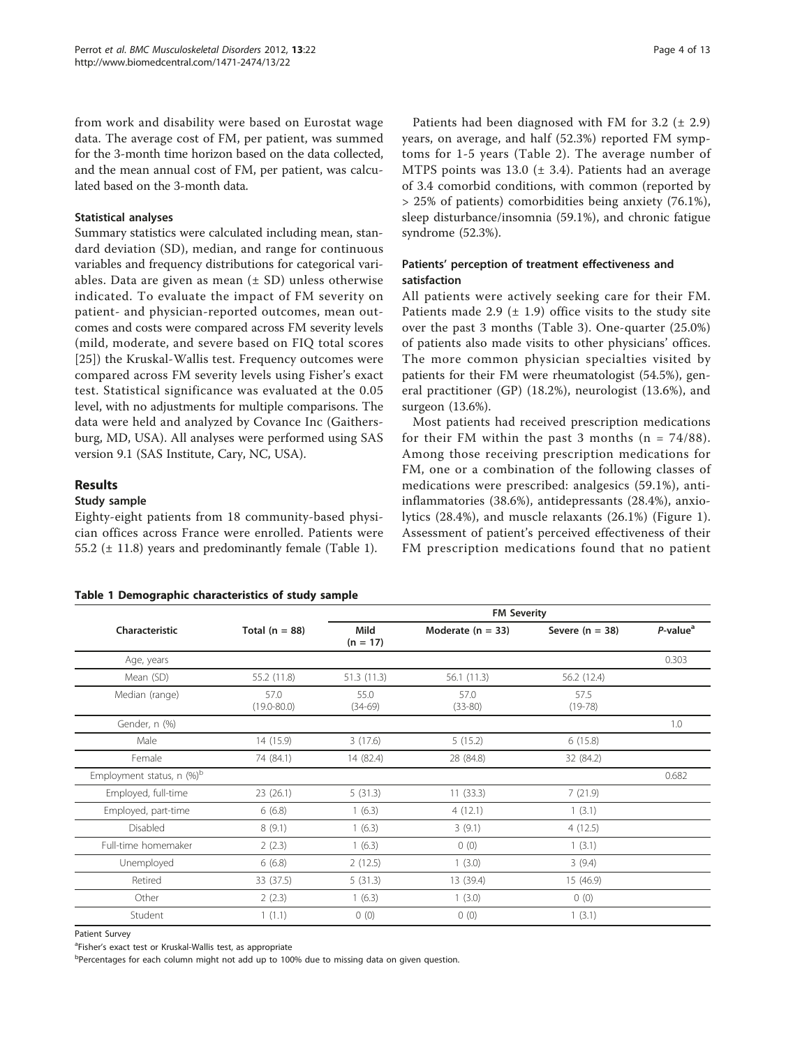from work and disability were based on Eurostat wage data. The average cost of FM, per patient, was summed for the 3-month time horizon based on the data collected, and the mean annual cost of FM, per patient, was calculated based on the 3-month data.

### Statistical analyses

Summary statistics were calculated including mean, standard deviation (SD), median, and range for continuous variables and frequency distributions for categorical variables. Data are given as mean (± SD) unless otherwise indicated. To evaluate the impact of FM severity on patient- and physician-reported outcomes, mean outcomes and costs were compared across FM severity levels (mild, moderate, and severe based on FIQ total scores [25]) the Kruskal-Wallis test. Frequency outcomes were compared across FM severity levels using Fisher's exact test. Statistical significance was evaluated at the 0.05 level, with no adjustments for multiple comparisons. The data were held and analyzed by Covance Inc (Gaithersburg, MD, USA). All analyses were performed using SAS version 9.1 (SAS Institute, Cary, NC, USA).

## Results

### Study sample

Eighty-eight patients from 18 community-based physician offices across France were enrolled. Patients were 55.2 (± 11.8) years and predominantly female (Table 1).

Patients had been diagnosed with FM for 3.2 (± 2.9) years, on average, and half (52.3%) reported FM symptoms for 1-5 years (Table 2). The average number of MTPS points was 13.0 (± 3.4). Patients had an average of 3.4 comorbid conditions, with common (reported by > 25% of patients) comorbidities being anxiety (76.1%), sleep disturbance/insomnia (59.1%), and chronic fatigue syndrome (52.3%).

### Patients' perception of treatment effectiveness and satisfaction

All patients were actively seeking care for their FM. Patients made 2.9 (± 1.9) office visits to the study site over the past 3 months (Table 3). One-quarter (25.0%) of patients also made visits to other physicians' offices. The more common physician specialties visited by patients for their FM were rheumatologist (54.5%), general practitioner (GP) (18.2%), neurologist (13.6%), and surgeon (13.6%).

Most patients had received prescription medications for their FM within the past 3 months (n = 74/88). Among those receiving prescription medications for FM, one or a combination of the following classes of medications were prescribed: analgesics (59.1%), anti-inflammatories (38.6%), antidepressants (28.4%), anxiolytics (28.4%), and muscle relaxants (26.1%) (Figure 1). Assessment of patient's perceived effectiveness of their FM prescription medications found that no patient

**Table 1 Demographic characteristics of study sample**

| Characteristic | Total (n = 88) | FM Severity | | | |
|---|---|---|---|---|---|
| | | Mild (n = 17) | Moderate (n = 33) | Severe (n = 38) | *P*-value[a] |
| Age, years | | | | | 0.303 |
| Mean (SD) | 55.2 (11.8) | 51.3 (11.3) | 56.1 (11.3) | 56.2 (12.4) | |
| Median (range) | 57.0 (19.0-80.0) | 55.0 (34-69) | 57.0 (33-80) | 57.5 (19-78) | |
| Gender, n (%) | | | | | 1.0 |
| Male | 14 (15.9) | 3 (17.6) | 5 (15.2) | 6 (15.8) | |
| Female | 74 (84.1) | 14 (82.4) | 28 (84.8) | 32 (84.2) | |
| Employment status, n (%)[b] | | | | | 0.682 |
| Employed, full-time | 23 (26.1) | 5 (31.3) | 11 (33.3) | 7 (21.9) | |
| Employed, part-time | 6 (6.8) | 1 (6.3) | 4 (12.1) | 1 (3.1) | |
| Disabled | 8 (9.1) | 1 (6.3) | 3 (9.1) | 4 (12.5) | |
| Full-time homemaker | 2 (2.3) | 1 (6.3) | 0 (0) | 1 (3.1) | |
| Unemployed | 6 (6.8) | 2 (12.5) | 1 (3.0) | 3 (9.4) | |
| Retired | 33 (37.5) | 5 (31.3) | 13 (39.4) | 15 (46.9) | |
| Other | 2 (2.3) | 1 (6.3) | 1 (3.0) | 0 (0) | |
| Student | 1 (1.1) | 0 (0) | 0 (0) | 1 (3.1) | |

Patient Survey

[a]Fisher's exact test or Kruskal-Wallis test, as appropriate

[b]Percentages for each column might not add up to 100% due to missing data on given question.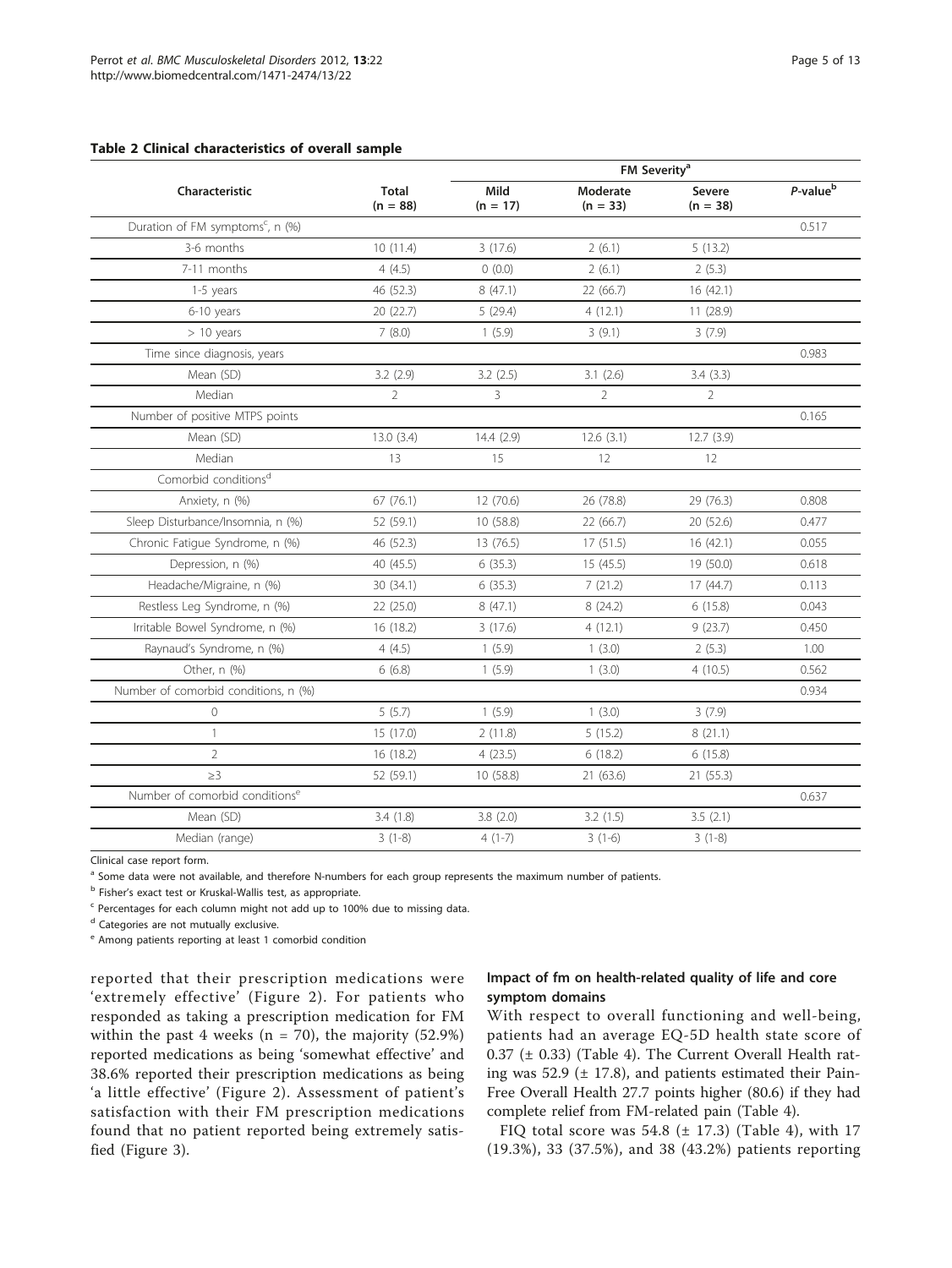**Table 2 Clinical characteristics of overall sample**

| Characteristic | Total (n = 88) | FM Severity[a] | | | *P*-value[b] |
|---|---|---|---|---|---|
| | | Mild (n = 17) | Moderate (n = 33) | Severe (n = 38) | |
| Duration of FM symptoms[c], n (%) | | | | | 0.517 |
| 3-6 months | 10 (11.4) | 3 (17.6) | 2 (6.1) | 5 (13.2) | |
| 7-11 months | 4 (4.5) | 0 (0.0) | 2 (6.1) | 2 (5.3) | |
| 1-5 years | 46 (52.3) | 8 (47.1) | 22 (66.7) | 16 (42.1) | |
| 6-10 years | 20 (22.7) | 5 (29.4) | 4 (12.1) | 11 (28.9) | |
| > 10 years | 7 (8.0) | 1 (5.9) | 3 (9.1) | 3 (7.9) | |
| Time since diagnosis, years | | | | | 0.983 |
| Mean (SD) | 3.2 (2.9) | 3.2 (2.5) | 3.1 (2.6) | 3.4 (3.3) | |
| Median | 2 | 3 | 2 | 2 | |
| Number of positive MTPS points | | | | | 0.165 |
| Mean (SD) | 13.0 (3.4) | 14.4 (2.9) | 12.6 (3.1) | 12.7 (3.9) | |
| Median | 13 | 15 | 12 | 12 | |
| Comorbid conditions[d] | | | | | |
| Anxiety, n (%) | 67 (76.1) | 12 (70.6) | 26 (78.8) | 29 (76.3) | 0.808 |
| Sleep Disturbance/Insomnia, n (%) | 52 (59.1) | 10 (58.8) | 22 (66.7) | 20 (52.6) | 0.477 |
| Chronic Fatigue Syndrome, n (%) | 46 (52.3) | 13 (76.5) | 17 (51.5) | 16 (42.1) | 0.055 |
| Depression, n (%) | 40 (45.5) | 6 (35.3) | 15 (45.5) | 19 (50.0) | 0.618 |
| Headache/Migraine, n (%) | 30 (34.1) | 6 (35.3) | 7 (21.2) | 17 (44.7) | 0.113 |
| Restless Leg Syndrome, n (%) | 22 (25.0) | 8 (47.1) | 8 (24.2) | 6 (15.8) | 0.043 |
| Irritable Bowel Syndrome, n (%) | 16 (18.2) | 3 (17.6) | 4 (12.1) | 9 (23.7) | 0.450 |
| Raynaud's Syndrome, n (%) | 4 (4.5) | 1 (5.9) | 1 (3.0) | 2 (5.3) | 1.00 |
| Other, n (%) | 6 (6.8) | 1 (5.9) | 1 (3.0) | 4 (10.5) | 0.562 |
| Number of comorbid conditions, n (%) | | | | | 0.934 |
| 0 | 5 (5.7) | 1 (5.9) | 1 (3.0) | 3 (7.9) | |
| 1 | 15 (17.0) | 2 (11.8) | 5 (15.2) | 8 (21.1) | |
| 2 | 16 (18.2) | 4 (23.5) | 6 (18.2) | 6 (15.8) | |
| ≥3 | 52 (59.1) | 10 (58.8) | 21 (63.6) | 21 (55.3) | |
| Number of comorbid conditions[e] | | | | | 0.637 |
| Mean (SD) | 3.4 (1.8) | 3.8 (2.0) | 3.2 (1.5) | 3.5 (2.1) | |
| Median (range) | 3 (1-8) | 4 (1-7) | 3 (1-6) | 3 (1-8) | |

Clinical case report form.

[a] Some data were not available, and therefore N-numbers for each group represents the maximum number of patients.

[b] Fisher's exact test or Kruskal-Wallis test, as appropriate.

[c] Percentages for each column might not add up to 100% due to missing data.

[d] Categories are not mutually exclusive.

[e] Among patients reporting at least 1 comorbid condition

reported that their prescription medications were 'extremely effective' (Figure 2). For patients who responded as taking a prescription medication for FM within the past 4 weeks (n = 70), the majority (52.9%) reported medications as being 'somewhat effective' and 38.6% reported their prescription medications as being 'a little effective' (Figure 2). Assessment of patient's satisfaction with their FM prescription medications found that no patient reported being extremely satisfied (Figure 3).

### Impact of fm on health-related quality of life and core symptom domains

With respect to overall functioning and well-being, patients had an average EQ-5D health state score of 0.37 (± 0.33) (Table 4). The Current Overall Health rating was 52.9 (± 17.8), and patients estimated their Pain-Free Overall Health 27.7 points higher (80.6) if they had complete relief from FM-related pain (Table 4).

FIQ total score was 54.8 (± 17.3) (Table 4), with 17 (19.3%), 33 (37.5%), and 38 (43.2%) patients reporting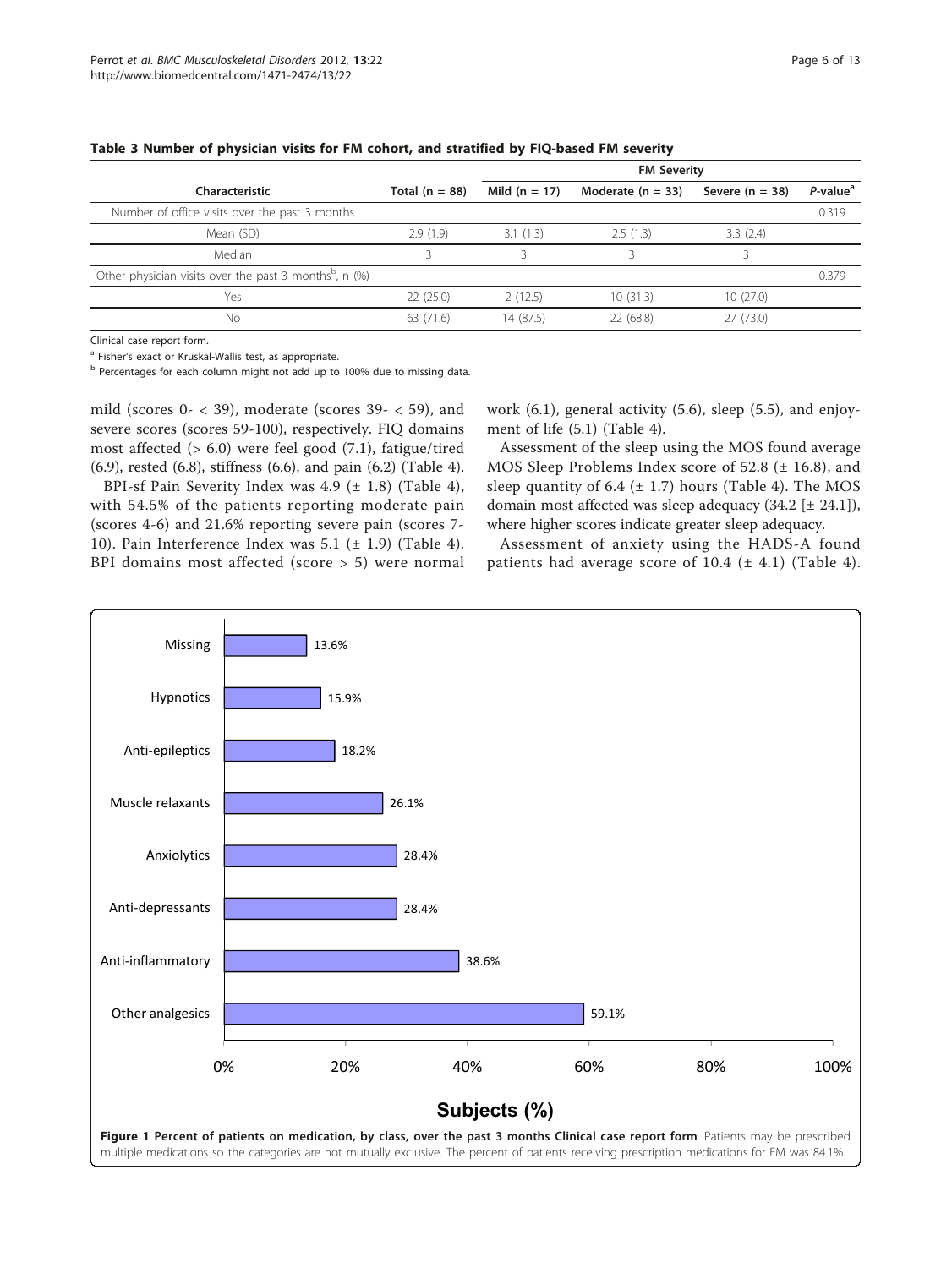**Table 3 Number of physician visits for FM cohort, and stratified by FIQ-based FM severity**

| Characteristic | Total (n = 88) | FM Severity | | | |
|---|---|---|---|---|---|
| | | Mild (n = 17) | Moderate (n = 33) | Severe (n = 38) | *P*-value[a] |
| Number of office visits over the past 3 months | | | | | 0.319 |
| Mean (SD) | 2.9 (1.9) | 3.1 (1.3) | 2.5 (1.3) | 3.3 (2.4) | |
| Median | 3 | 3 | 3 | 3 | |
| Other physician visits over the past 3 months[b], n (%) | | | | | 0.379 |
| Yes | 22 (25.0) | 2 (12.5) | 10 (31.3) | 10 (27.0) | |
| No | 63 (71.6) | 14 (87.5) | 22 (68.8) | 27 (73.0) | |

Clinical case report form.

[a] Fisher's exact or Kruskal-Wallis test, as appropriate.

[b] Percentages for each column might not add up to 100% due to missing data.

mild (scores 0- < 39), moderate (scores 39- < 59), and severe scores (scores 59-100), respectively. FIQ domains most affected (> 6.0) were feel good (7.1), fatigue/tired (6.9), rested (6.8), stiffness (6.6), and pain (6.2) (Table 4).

BPI-sf Pain Severity Index was 4.9 (± 1.8) (Table 4), with 54.5% of the patients reporting moderate pain (scores 4-6) and 21.6% reporting severe pain (scores 7-10). Pain Interference Index was 5.1 (± 1.9) (Table 4). BPI domains most affected (score > 5) were normal work (6.1), general activity (5.6), sleep (5.5), and enjoyment of life (5.1) (Table 4).

Assessment of the sleep using the MOS found average MOS Sleep Problems Index score of 52.8 (± 16.8), and sleep quantity of 6.4 (± 1.7) hours (Table 4). The MOS domain most affected was sleep adequacy (34.2 [± 24.1]), where higher scores indicate greater sleep adequacy.

Assessment of anxiety using the HADS-A found patients had average score of 10.4 (± 4.1) (Table 4).

| Medication class | Subjects (%) |
|---|---|
| Missing | 13.6% |
| Hypnotics | 15.9% |
| Anti-epileptics | 18.2% |
| Muscle relaxants | 26.1% |
| Anxiolytics | 28.4% |
| Anti-depressants | 28.4% |
| Anti-inflammatory | 38.6% |
| Other analgesics | 59.1% |

**Figure 1 Percent of patients on medication, by class, over the past 3 months Clinical case report form**. Patients may be prescribed multiple medications so the categories are not mutually exclusive. The percent of patients receiving prescription medications for FM was 84.1%.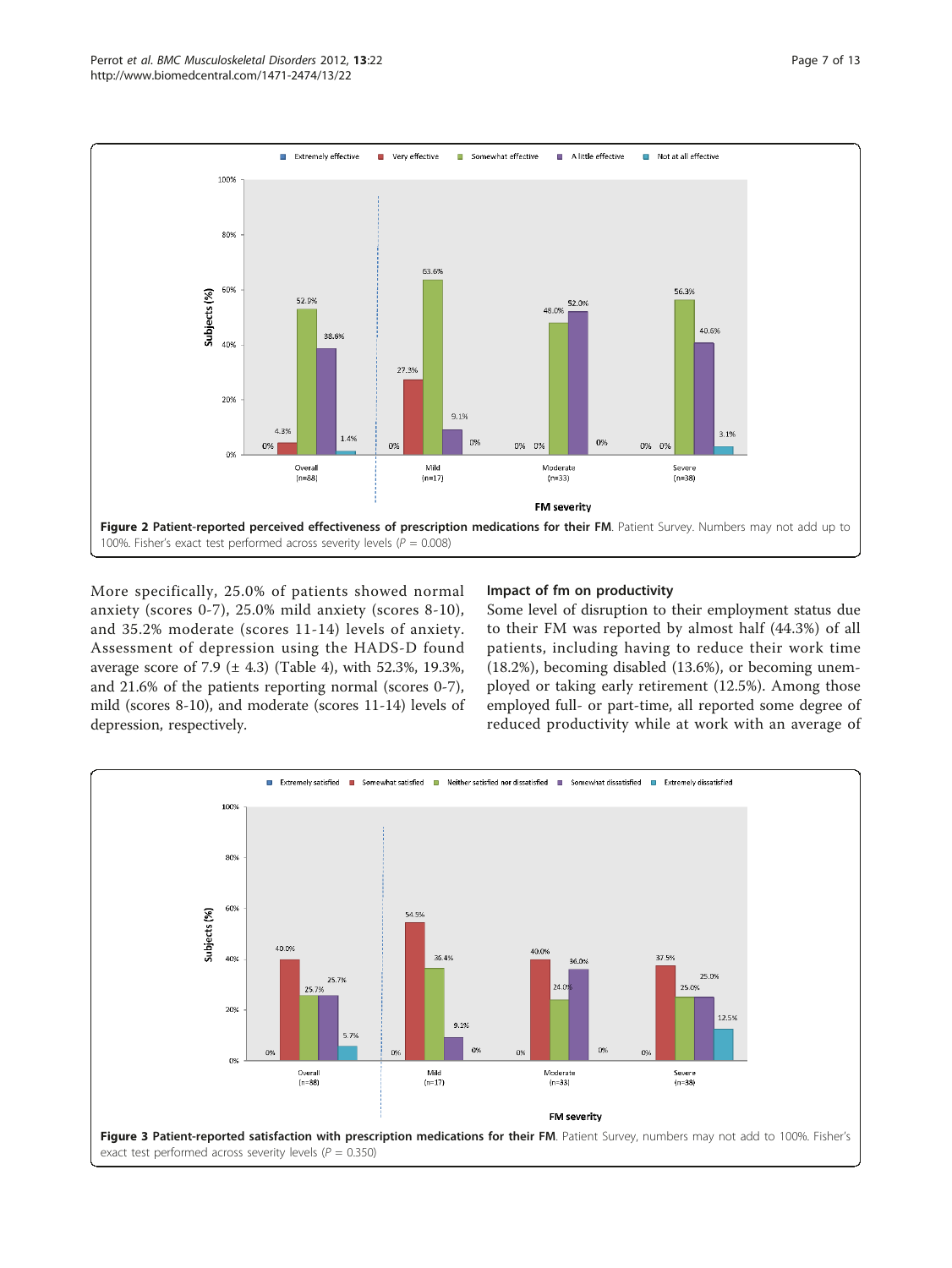Figure 2 **Patient-reported perceived effectiveness of prescription medications for their FM**. Patient Survey. Numbers may not add up to 100%. Fisher's exact test performed across severity levels ($P = 0.008$)

More specifically, 25.0% of patients showed normal anxiety (scores 0-7), 25.0% mild anxiety (scores 8-10), and 35.2% moderate (scores 11-14) levels of anxiety. Assessment of depression using the HADS-D found average score of 7.9 (± 4.3) (Table 4), with 52.3%, 19.3%, and 21.6% of the patients reporting normal (scores 0-7), mild (scores 8-10), and moderate (scores 11-14) levels of depression, respectively.

### Impact of fm on productivity

Some level of disruption to their employment status due to their FM was reported by almost half (44.3%) of all patients, including having to reduce their work time (18.2%), becoming disabled (13.6%), or becoming unemployed or taking early retirement (12.5%). Among those employed full- or part-time, all reported some degree of reduced productivity while at work with an average of

Figure 3 **Patient-reported satisfaction with prescription medications for their FM**. Patient Survey, numbers may not add to 100%. Fisher's exact test performed across severity levels ($P = 0.350$)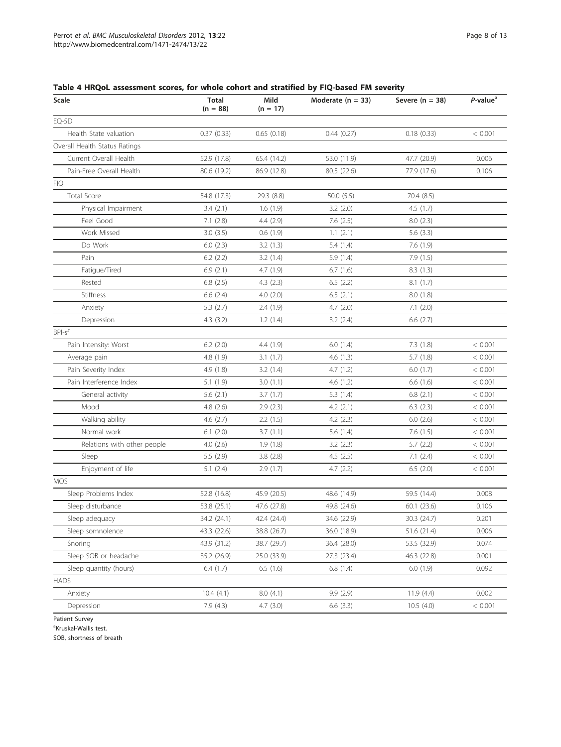**Table 4 HRQoL assessment scores, for whole cohort and stratified by FIQ-based FM severity**

| Scale | Total (n = 88) | Mild (n = 17) | Moderate (n = 33) | Severe (n = 38) | *P*-value[a] |
|---|---|---|---|---|---|
| EQ-5D | | | | | |
| Health State valuation | 0.37 (0.33) | 0.65 (0.18) | 0.44 (0.27) | 0.18 (0.33) | < 0.001 |
| Overall Health Status Ratings | | | | | |
| Current Overall Health | 52.9 (17.8) | 65.4 (14.2) | 53.0 (11.9) | 47.7 (20.9) | 0.006 |
| Pain-Free Overall Health | 80.6 (19.2) | 86.9 (12.8) | 80.5 (22.6) | 77.9 (17.6) | 0.106 |
| FIQ | | | | | |
| Total Score | 54.8 (17.3) | 29.3 (8.8) | 50.0 (5.5) | 70.4 (8.5) | |
| Physical Impairment | 3.4 (2.1) | 1.6 (1.9) | 3.2 (2.0) | 4.5 (1.7) | |
| Feel Good | 7.1 (2.8) | 4.4 (2.9) | 7.6 (2.5) | 8.0 (2.3) | |
| Work Missed | 3.0 (3.5) | 0.6 (1.9) | 1.1 (2.1) | 5.6 (3.3) | |
| Do Work | 6.0 (2.3) | 3.2 (1.3) | 5.4 (1.4) | 7.6 (1.9) | |
| Pain | 6.2 (2.2) | 3.2 (1.4) | 5.9 (1.4) | 7.9 (1.5) | |
| Fatigue/Tired | 6.9 (2.1) | 4.7 (1.9) | 6.7 (1.6) | 8.3 (1.3) | |
| Rested | 6.8 (2.5) | 4.3 (2.3) | 6.5 (2.2) | 8.1 (1.7) | |
| Stiffness | 6.6 (2.4) | 4.0 (2.0) | 6.5 (2.1) | 8.0 (1.8) | |
| Anxiety | 5.3 (2.7) | 2.4 (1.9) | 4.7 (2.0) | 7.1 (2.0) | |
| Depression | 4.3 (3.2) | 1.2 (1.4) | 3.2 (2.4) | 6.6 (2.7) | |
| BPI-sf | | | | | |
| Pain Intensity: Worst | 6.2 (2.0) | 4.4 (1.9) | 6.0 (1.4) | 7.3 (1.8) | < 0.001 |
| Average pain | 4.8 (1.9) | 3.1 (1.7) | 4.6 (1.3) | 5.7 (1.8) | < 0.001 |
| Pain Severity Index | 4.9 (1.8) | 3.2 (1.4) | 4.7 (1.2) | 6.0 (1.7) | < 0.001 |
| Pain Interference Index | 5.1 (1.9) | 3.0 (1.1) | 4.6 (1.2) | 6.6 (1.6) | < 0.001 |
| General activity | 5.6 (2.1) | 3.7 (1.7) | 5.3 (1.4) | 6.8 (2.1) | < 0.001 |
| Mood | 4.8 (2.6) | 2.9 (2.3) | 4.2 (2.1) | 6.3 (2.3) | < 0.001 |
| Walking ability | 4.6 (2.7) | 2.2 (1.5) | 4.2 (2.3) | 6.0 (2.6) | < 0.001 |
| Normal work | 6.1 (2.0) | 3.7 (1.1) | 5.6 (1.4) | 7.6 (1.5) | < 0.001 |
| Relations with other people | 4.0 (2.6) | 1.9 (1.8) | 3.2 (2.3) | 5.7 (2.2) | < 0.001 |
| Sleep | 5.5 (2.9) | 3.8 (2.8) | 4.5 (2.5) | 7.1 (2.4) | < 0.001 |
| Enjoyment of life | 5.1 (2.4) | 2.9 (1.7) | 4.7 (2.2) | 6.5 (2.0) | < 0.001 |
| MOS | | | | | |
| Sleep Problems Index | 52.8 (16.8) | 45.9 (20.5) | 48.6 (14.9) | 59.5 (14.4) | 0.008 |
| Sleep disturbance | 53.8 (25.1) | 47.6 (27.8) | 49.8 (24.6) | 60.1 (23.6) | 0.106 |
| Sleep adequacy | 34.2 (24.1) | 42.4 (24.4) | 34.6 (22.9) | 30.3 (24.7) | 0.201 |
| Sleep somnolence | 43.3 (22.6) | 38.8 (26.7) | 36.0 (18.9) | 51.6 (21.4) | 0.006 |
| Snoring | 43.9 (31.2) | 38.7 (29.7) | 36.4 (28.0) | 53.5 (32.9) | 0.074 |
| Sleep SOB or headache | 35.2 (26.9) | 25.0 (33.9) | 27.3 (23.4) | 46.3 (22.8) | 0.001 |
| Sleep quantity (hours) | 6.4 (1.7) | 6.5 (1.6) | 6.8 (1.4) | 6.0 (1.9) | 0.092 |
| HADS | | | | | |
| Anxiety | 10.4 (4.1) | 8.0 (4.1) | 9.9 (2.9) | 11.9 (4.4) | 0.002 |
| Depression | 7.9 (4.3) | 4.7 (3.0) | 6.6 (3.3) | 10.5 (4.0) | < 0.001 |

Patient Survey

[a]Kruskal-Wallis test.

SOB, shortness of breath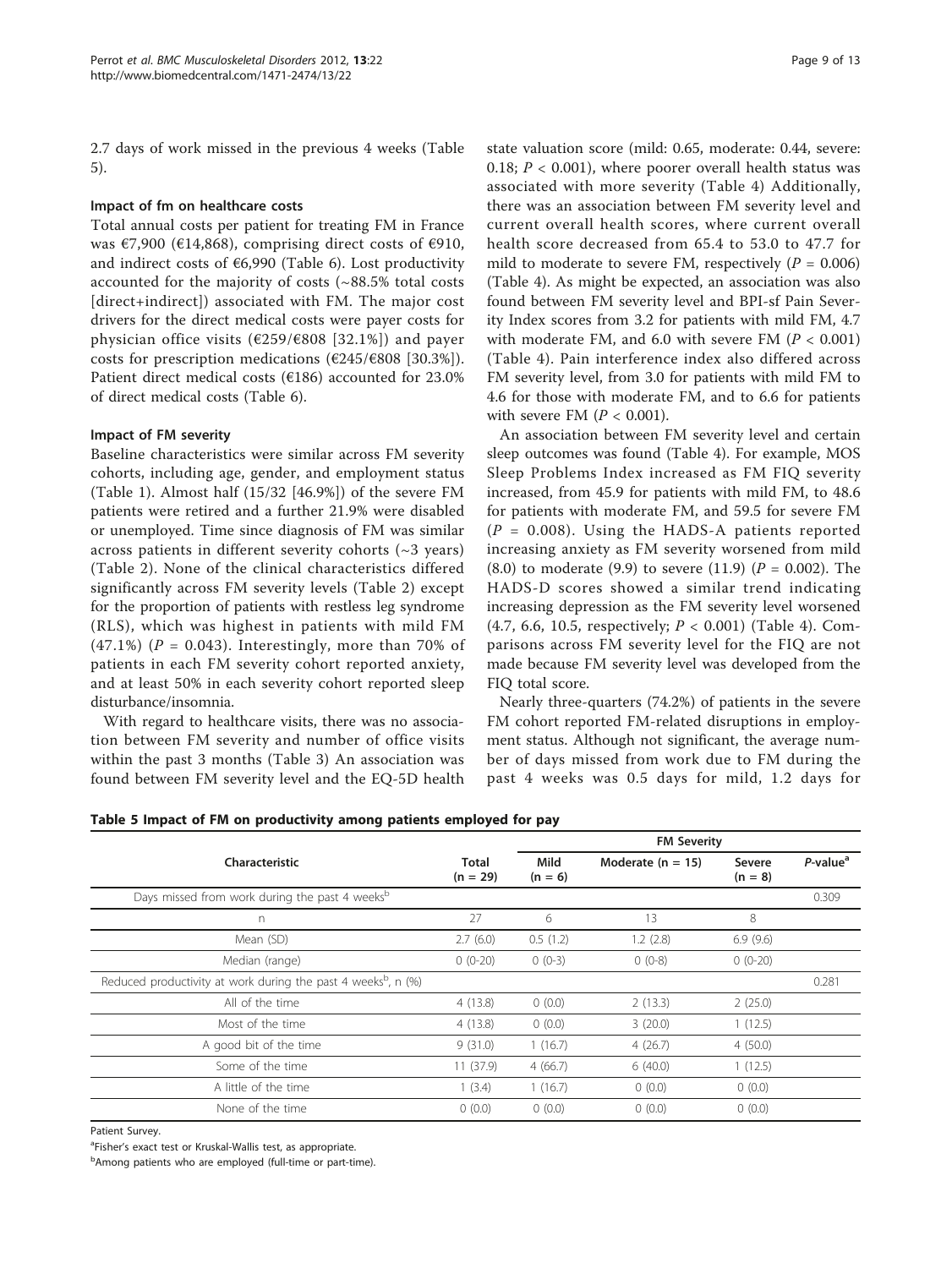2.7 days of work missed in the previous 4 weeks (Table 5).

### Impact of fm on healthcare costs

Total annual costs per patient for treating FM in France was €7,900 (€14,868), comprising direct costs of €910, and indirect costs of €6,990 (Table 6). Lost productivity accounted for the majority of costs (~88.5% total costs [direct+indirect]) associated with FM. The major cost drivers for the direct medical costs were payer costs for physician office visits (€259/€808 [32.1%]) and payer costs for prescription medications (€245/€808 [30.3%]). Patient direct medical costs (€186) accounted for 23.0% of direct medical costs (Table 6).

### Impact of FM severity

Baseline characteristics were similar across FM severity cohorts, including age, gender, and employment status (Table 1). Almost half (15/32 [46.9%]) of the severe FM patients were retired and a further 21.9% were disabled or unemployed. Time since diagnosis of FM was similar across patients in different severity cohorts (~3 years) (Table 2). None of the clinical characteristics differed significantly across FM severity levels (Table 2) except for the proportion of patients with restless leg syndrome (RLS), which was highest in patients with mild FM (47.1%) ($P = 0.043$). Interestingly, more than 70% of patients in each FM severity cohort reported anxiety, and at least 50% in each severity cohort reported sleep disturbance/insomnia.

With regard to healthcare visits, there was no association between FM severity and number of office visits within the past 3 months (Table 3) An association was found between FM severity level and the EQ-5D health state valuation score (mild: 0.65, moderate: 0.44, severe: 0.18; $P < 0.001$), where poorer overall health status was associated with more severity (Table 4) Additionally, there was an association between FM severity level and current overall health scores, where current overall health score decreased from 65.4 to 53.0 to 47.7 for mild to moderate to severe FM, respectively ($P = 0.006$) (Table 4). As might be expected, an association was also found between FM severity level and BPI-sf Pain Severity Index scores from 3.2 for patients with mild FM, 4.7 with moderate FM, and 6.0 with severe FM ($P < 0.001$) (Table 4). Pain interference index also differed across FM severity level, from 3.0 for patients with mild FM to 4.6 for those with moderate FM, and to 6.6 for patients with severe FM ($P < 0.001$).

An association between FM severity level and certain sleep outcomes was found (Table 4). For example, MOS Sleep Problems Index increased as FM FIQ severity increased, from 45.9 for patients with mild FM, to 48.6 for patients with moderate FM, and 59.5 for severe FM ($P = 0.008$). Using the HADS-A patients reported increasing anxiety as FM severity worsened from mild (8.0) to moderate (9.9) to severe (11.9) ($P = 0.002$). The HADS-D scores showed a similar trend indicating increasing depression as the FM severity level worsened (4.7, 6.6, 10.5, respectively; $P < 0.001$) (Table 4). Comparisons across FM severity level for the FIQ are not made because FM severity level was developed from the FIQ total score.

Nearly three-quarters (74.2%) of patients in the severe FM cohort reported FM-related disruptions in employment status. Although not significant, the average number of days missed from work due to FM during the past 4 weeks was 0.5 days for mild, 1.2 days for

**Table 5 Impact of FM on productivity among patients employed for pay**

| Characteristic | Total (n = 29) | FM Severity | | | |
|---|---|---|---|---|---|
| | | Mild (n = 6) | Moderate (n = 15) | Severe (n = 8) | *P*-value[a] |
| Days missed from work during the past 4 weeks[b] | | | | | 0.309 |
| n | 27 | 6 | 13 | 8 | |
| Mean (SD) | 2.7 (6.0) | 0.5 (1.2) | 1.2 (2.8) | 6.9 (9.6) | |
| Median (range) | 0 (0-20) | 0 (0-3) | 0 (0-8) | 0 (0-20) | |
| Reduced productivity at work during the past 4 weeks[b], n (%) | | | | | 0.281 |
| All of the time | 4 (13.8) | 0 (0.0) | 2 (13.3) | 2 (25.0) | |
| Most of the time | 4 (13.8) | 0 (0.0) | 3 (20.0) | 1 (12.5) | |
| A good bit of the time | 9 (31.0) | 1 (16.7) | 4 (26.7) | 4 (50.0) | |
| Some of the time | 11 (37.9) | 4 (66.7) | 6 (40.0) | 1 (12.5) | |
| A little of the time | 1 (3.4) | 1 (16.7) | 0 (0.0) | 0 (0.0) | |
| None of the time | 0 (0.0) | 0 (0.0) | 0 (0.0) | 0 (0.0) | |

Patient Survey.

[a]Fisher's exact test or Kruskal-Wallis test, as appropriate.

[b]Among patients who are employed (full-time or part-time).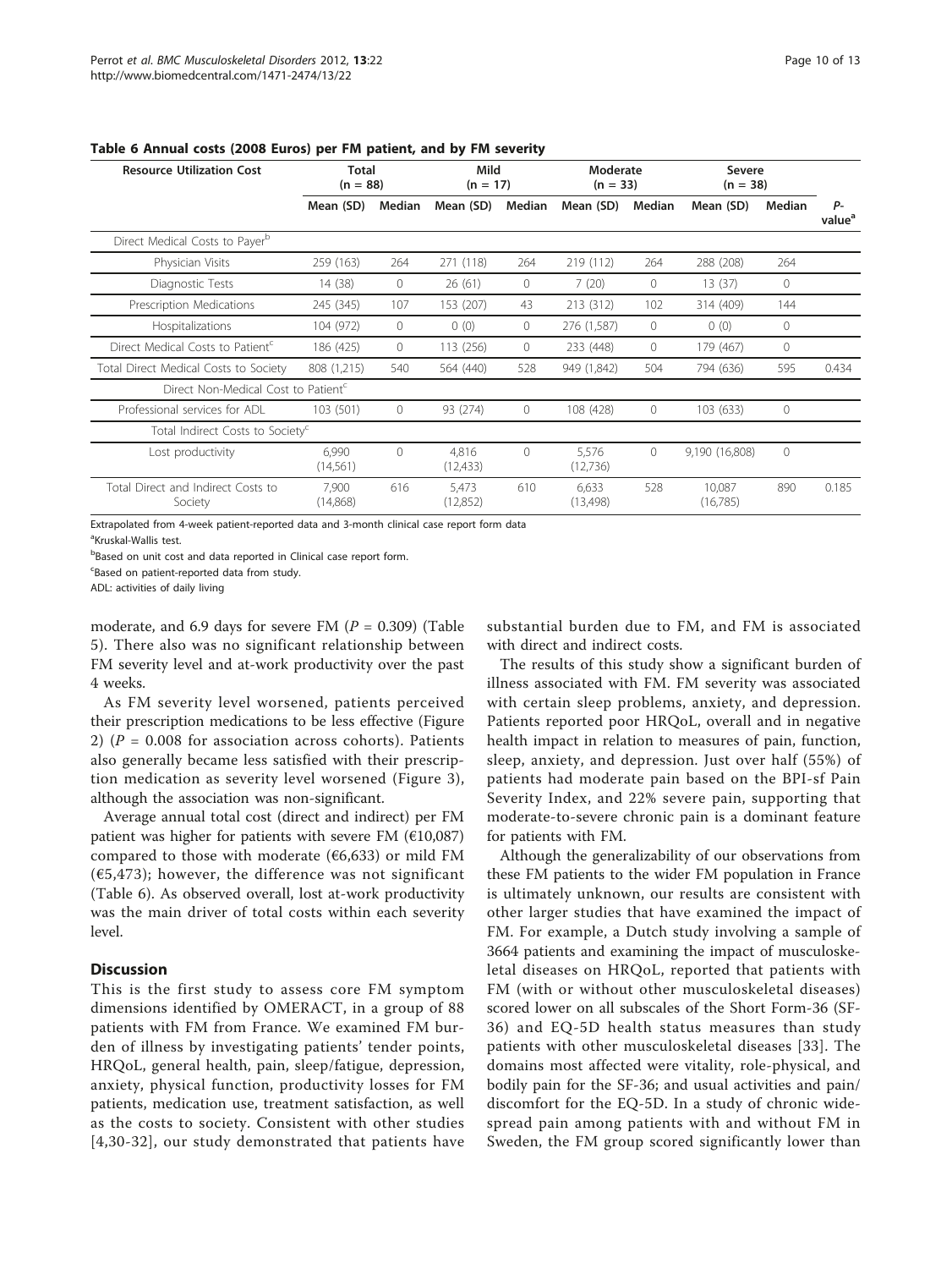**Table 6 Annual costs (2008 Euros) per FM patient, and by FM severity**

| Resource Utilization Cost | Total (n = 88) | | Mild (n = 17) | | Moderate (n = 33) | | Severe (n = 38) | | |
|---|---|---|---|---|---|---|---|---|---|
| | Mean (SD) | Median | Mean (SD) | Median | Mean (SD) | Median | Mean (SD) | Median | P-value[a] |
| Direct Medical Costs to Payer[b] | | | | | | | | | |
| Physician Visits | 259 (163) | 264 | 271 (118) | 264 | 219 (112) | 264 | 288 (208) | 264 | |
| Diagnostic Tests | 14 (38) | 0 | 26 (61) | 0 | 7 (20) | 0 | 13 (37) | 0 | |
| Prescription Medications | 245 (345) | 107 | 153 (207) | 43 | 213 (312) | 102 | 314 (409) | 144 | |
| Hospitalizations | 104 (972) | 0 | 0 (0) | 0 | 276 (1,587) | 0 | 0 (0) | 0 | |
| Direct Medical Costs to Patient[c] | 186 (425) | 0 | 113 (256) | 0 | 233 (448) | 0 | 179 (467) | 0 | |
| Total Direct Medical Costs to Society | 808 (1,215) | 540 | 564 (440) | 528 | 949 (1,842) | 504 | 794 (636) | 595 | 0.434 |
| Direct Non-Medical Cost to Patient[c] | | | | | | | | | |
| Professional services for ADL | 103 (501) | 0 | 93 (274) | 0 | 108 (428) | 0 | 103 (633) | 0 | |
| Total Indirect Costs to Society[c] | | | | | | | | | |
| Lost productivity | 6,990 (14,561) | 0 | 4,816 (12,433) | 0 | 5,576 (12,736) | 0 | 9,190 (16,808) | 0 | |
| Total Direct and Indirect Costs to Society | 7,900 (14,868) | 616 | 5,473 (12,852) | 610 | 6,633 (13,498) | 528 | 10,087 (16,785) | 890 | 0.185 |

Extrapolated from 4-week patient-reported data and 3-month clinical case report form data

[a]Kruskal-Wallis test.

[b]Based on unit cost and data reported in Clinical case report form.

[c]Based on patient-reported data from study.

ADL: activities of daily living

moderate, and 6.9 days for severe FM ($P = 0.309$) (Table 5). There also was no significant relationship between FM severity level and at-work productivity over the past 4 weeks.

As FM severity level worsened, patients perceived their prescription medications to be less effective (Figure 2) ($P = 0.008$ for association across cohorts). Patients also generally became less satisfied with their prescription medication as severity level worsened (Figure 3), although the association was non-significant.

Average annual total cost (direct and indirect) per FM patient was higher for patients with severe FM (€10,087) compared to those with moderate (€6,633) or mild FM (€5,473); however, the difference was not significant (Table 6). As observed overall, lost at-work productivity was the main driver of total costs within each severity level.

## Discussion

This is the first study to assess core FM symptom dimensions identified by OMERACT, in a group of 88 patients with FM from France. We examined FM burden of illness by investigating patients' tender points, HRQoL, general health, pain, sleep/fatigue, depression, anxiety, physical function, productivity losses for FM patients, medication use, treatment satisfaction, as well as the costs to society. Consistent with other studies [4,30-32], our study demonstrated that patients have substantial burden due to FM, and FM is associated with direct and indirect costs.

The results of this study show a significant burden of illness associated with FM. FM severity was associated with certain sleep problems, anxiety, and depression. Patients reported poor HRQoL, overall and in negative health impact in relation to measures of pain, function, sleep, anxiety, and depression. Just over half (55%) of patients had moderate pain based on the BPI-sf Pain Severity Index, and 22% severe pain, supporting that moderate-to-severe chronic pain is a dominant feature for patients with FM.

Although the generalizability of our observations from these FM patients to the wider FM population in France is ultimately unknown, our results are consistent with other larger studies that have examined the impact of FM. For example, a Dutch study involving a sample of 3664 patients and examining the impact of musculoskeletal diseases on HRQoL, reported that patients with FM (with or without other musculoskeletal diseases) scored lower on all subscales of the Short Form-36 (SF-36) and EQ-5D health status measures than study patients with other musculoskeletal diseases [33]. The domains most affected were vitality, role-physical, and bodily pain for the SF-36; and usual activities and pain/discomfort for the EQ-5D. In a study of chronic widespread pain among patients with and without FM in Sweden, the FM group scored significantly lower than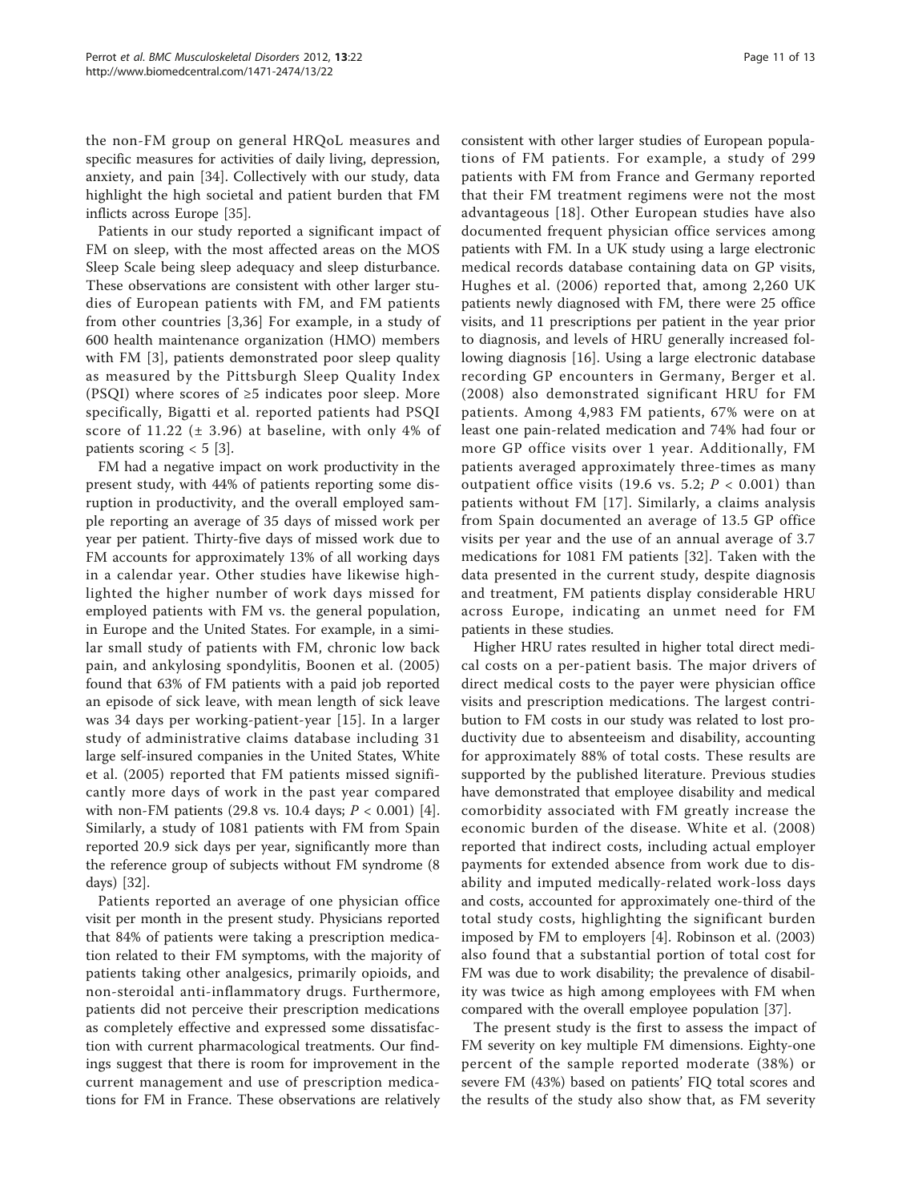the non-FM group on general HRQoL measures and specific measures for activities of daily living, depression, anxiety, and pain [34]. Collectively with our study, data highlight the high societal and patient burden that FM inflicts across Europe [35].

Patients in our study reported a significant impact of FM on sleep, with the most affected areas on the MOS Sleep Scale being sleep adequacy and sleep disturbance. These observations are consistent with other larger studies of European patients with FM, and FM patients from other countries [3,36] For example, in a study of 600 health maintenance organization (HMO) members with FM [3], patients demonstrated poor sleep quality as measured by the Pittsburgh Sleep Quality Index (PSQI) where scores of ≥5 indicates poor sleep. More specifically, Bigatti et al. reported patients had PSQI score of 11.22 (± 3.96) at baseline, with only 4% of patients scoring < 5 [3].

FM had a negative impact on work productivity in the present study, with 44% of patients reporting some disruption in productivity, and the overall employed sample reporting an average of 35 days of missed work per year per patient. Thirty-five days of missed work due to FM accounts for approximately 13% of all working days in a calendar year. Other studies have likewise highlighted the higher number of work days missed for employed patients with FM vs. the general population, in Europe and the United States. For example, in a similar small study of patients with FM, chronic low back pain, and ankylosing spondylitis, Boonen et al. (2005) found that 63% of FM patients with a paid job reported an episode of sick leave, with mean length of sick leave was 34 days per working-patient-year [15]. In a larger study of administrative claims database including 31 large self-insured companies in the United States, White et al. (2005) reported that FM patients missed significantly more days of work in the past year compared with non-FM patients (29.8 vs. 10.4 days; $P < 0.001$) [4]. Similarly, a study of 1081 patients with FM from Spain reported 20.9 sick days per year, significantly more than the reference group of subjects without FM syndrome (8 days) [32].

Patients reported an average of one physician office visit per month in the present study. Physicians reported that 84% of patients were taking a prescription medication related to their FM symptoms, with the majority of patients taking other analgesics, primarily opioids, and non-steroidal anti-inflammatory drugs. Furthermore, patients did not perceive their prescription medications as completely effective and expressed some dissatisfaction with current pharmacological treatments. Our findings suggest that there is room for improvement in the current management and use of prescription medications for FM in France. These observations are relatively consistent with other larger studies of European populations of FM patients. For example, a study of 299 patients with FM from France and Germany reported that their FM treatment regimens were not the most advantageous [18]. Other European studies have also documented frequent physician office services among patients with FM. In a UK study using a large electronic medical records database containing data on GP visits, Hughes et al. (2006) reported that, among 2,260 UK patients newly diagnosed with FM, there were 25 office visits, and 11 prescriptions per patient in the year prior to diagnosis, and levels of HRU generally increased following diagnosis [16]. Using a large electronic database recording GP encounters in Germany, Berger et al. (2008) also demonstrated significant HRU for FM patients. Among 4,983 FM patients, 67% were on at least one pain-related medication and 74% had four or more GP office visits over 1 year. Additionally, FM patients averaged approximately three-times as many outpatient office visits (19.6 vs. 5.2; $P < 0.001$) than patients without FM [17]. Similarly, a claims analysis from Spain documented an average of 13.5 GP office visits per year and the use of an annual average of 3.7 medications for 1081 FM patients [32]. Taken with the data presented in the current study, despite diagnosis and treatment, FM patients display considerable HRU across Europe, indicating an unmet need for FM patients in these studies.

Higher HRU rates resulted in higher total direct medical costs on a per-patient basis. The major drivers of direct medical costs to the payer were physician office visits and prescription medications. The largest contribution to FM costs in our study was related to lost productivity due to absenteeism and disability, accounting for approximately 88% of total costs. These results are supported by the published literature. Previous studies have demonstrated that employee disability and medical comorbidity associated with FM greatly increase the economic burden of the disease. White et al. (2008) reported that indirect costs, including actual employer payments for extended absence from work due to disability and imputed medically-related work-loss days and costs, accounted for approximately one-third of the total study costs, highlighting the significant burden imposed by FM to employers [4]. Robinson et al. (2003) also found that a substantial portion of total cost for FM was due to work disability; the prevalence of disability was twice as high among employees with FM when compared with the overall employee population [37].

The present study is the first to assess the impact of FM severity on key multiple FM dimensions. Eighty-one percent of the sample reported moderate (38%) or severe FM (43%) based on patients' FIQ total scores and the results of the study also show that, as FM severity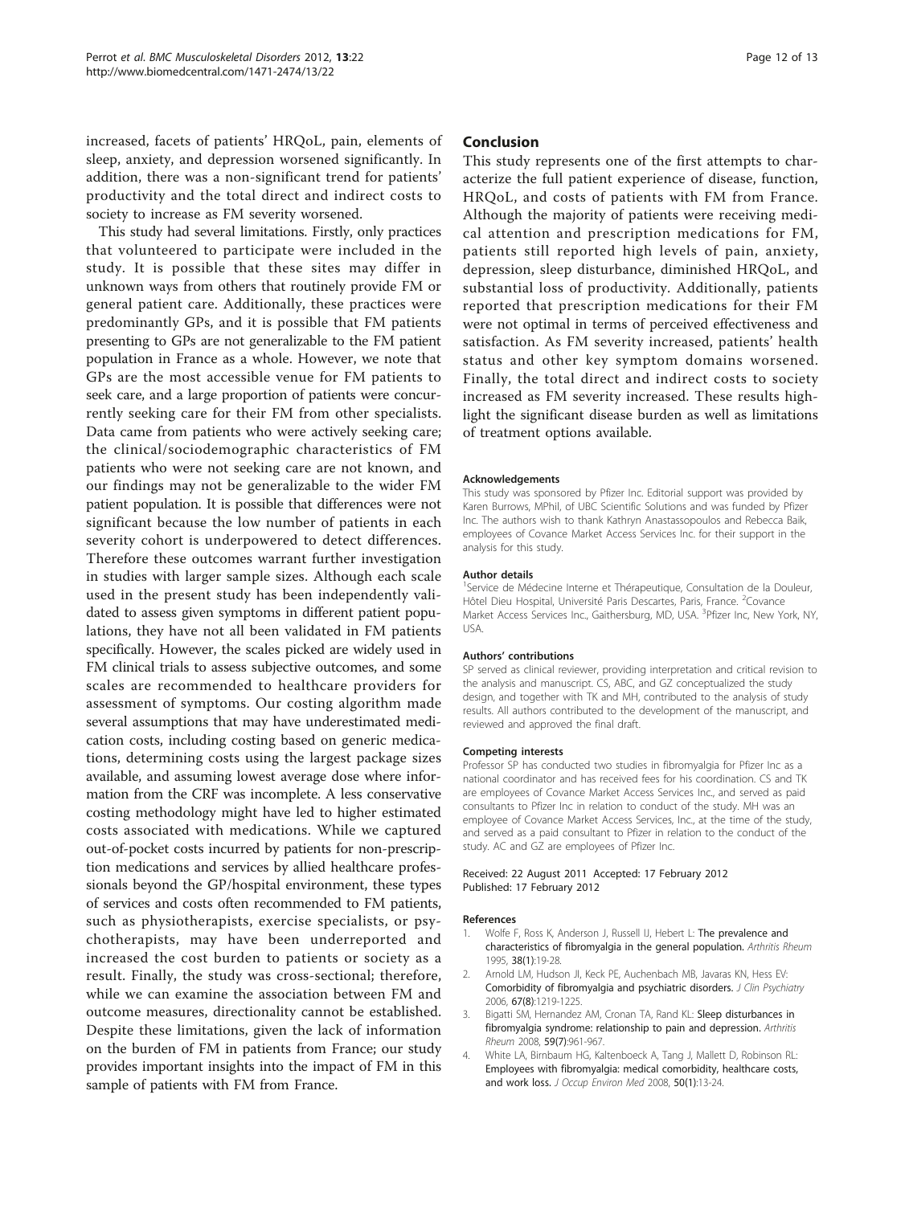increased, facets of patients' HRQoL, pain, elements of sleep, anxiety, and depression worsened significantly. In addition, there was a non-significant trend for patients' productivity and the total direct and indirect costs to society to increase as FM severity worsened.

This study had several limitations. Firstly, only practices that volunteered to participate were included in the study. It is possible that these sites may differ in unknown ways from others that routinely provide FM or general patient care. Additionally, these practices were predominantly GPs, and it is possible that FM patients presenting to GPs are not generalizable to the FM patient population in France as a whole. However, we note that GPs are the most accessible venue for FM patients to seek care, and a large proportion of patients were concurrently seeking care for their FM from other specialists. Data came from patients who were actively seeking care; the clinical/sociodemographic characteristics of FM patients who were not seeking care are not known, and our findings may not be generalizable to the wider FM patient population. It is possible that differences were not significant because the low number of patients in each severity cohort is underpowered to detect differences. Therefore these outcomes warrant further investigation in studies with larger sample sizes. Although each scale used in the present study has been independently validated to assess given symptoms in different patient populations, they have not all been validated in FM patients specifically. However, the scales picked are widely used in FM clinical trials to assess subjective outcomes, and some scales are recommended to healthcare providers for assessment of symptoms. Our costing algorithm made several assumptions that may have underestimated medication costs, including costing based on generic medications, determining costs using the largest package sizes available, and assuming lowest average dose where information from the CRF was incomplete. A less conservative costing methodology might have led to higher estimated costs associated with medications. While we captured out-of-pocket costs incurred by patients for non-prescription medications and services by allied healthcare professionals beyond the GP/hospital environment, these types of services and costs often recommended to FM patients, such as physiotherapists, exercise specialists, or psychotherapists, may have been underreported and increased the cost burden to patients or society as a result. Finally, the study was cross-sectional; therefore, while we can examine the association between FM and outcome measures, directionality cannot be established. Despite these limitations, given the lack of information on the burden of FM in patients from France; our study provides important insights into the impact of FM in this sample of patients with FM from France.

## Conclusion

This study represents one of the first attempts to characterize the full patient experience of disease, function, HRQoL, and costs of patients with FM from France. Although the majority of patients were receiving medical attention and prescription medications for FM, patients still reported high levels of pain, anxiety, depression, sleep disturbance, diminished HRQoL, and substantial loss of productivity. Additionally, patients reported that prescription medications for their FM were not optimal in terms of perceived effectiveness and satisfaction. As FM severity increased, patients' health status and other key symptom domains worsened. Finally, the total direct and indirect costs to society increased as FM severity increased. These results highlight the significant disease burden as well as limitations of treatment options available.

#### Acknowledgements

This study was sponsored by Pfizer Inc. Editorial support was provided by Karen Burrows, MPhil, of UBC Scientific Solutions and was funded by Pfizer Inc. The authors wish to thank Kathryn Anastassopoulos and Rebecca Baik, employees of Covance Market Access Services Inc. for their support in the analysis for this study.

#### Author details

[1]Service de Médecine Interne et Thérapeutique, Consultation de la Douleur, Hôtel Dieu Hospital, Université Paris Descartes, Paris, France. [2]Covance Market Access Services Inc., Gaithersburg, MD, USA. [3]Pfizer Inc, New York, NY, USA.

#### Authors' contributions

SP served as clinical reviewer, providing interpretation and critical revision to the analysis and manuscript. CS, ABC, and GZ conceptualized the study design, and together with TK and MH, contributed to the analysis of study results. All authors contributed to the development of the manuscript, and reviewed and approved the final draft.

#### Competing interests

Professor SP has conducted two studies in fibromyalgia for Pfizer Inc as a national coordinator and has received fees for his coordination. CS and TK are employees of Covance Market Access Services Inc., and served as paid consultants to Pfizer Inc in relation to conduct of the study. MH was an employee of Covance Market Access Services, Inc., at the time of the study, and served as a paid consultant to Pfizer in relation to the conduct of the study. AC and GZ are employees of Pfizer Inc.

Received: 22 August 2011 Accepted: 17 February 2012
Published: 17 February 2012

#### References

1. Wolfe F, Ross K, Anderson J, Russell IJ, Hebert L: **The prevalence and characteristics of fibromyalgia in the general population.** *Arthritis Rheum* 1995, **38(1)**:19-28.
2. Arnold LM, Hudson JI, Keck PE, Auchenbach MB, Javaras KN, Hess EV: **Comorbidity of fibromyalgia and psychiatric disorders.** *J Clin Psychiatry* 2006, **67(8)**:1219-1225.
3. Bigatti SM, Hernandez AM, Cronan TA, Rand KL: **Sleep disturbances in fibromyalgia syndrome: relationship to pain and depression.** *Arthritis Rheum* 2008, **59(7)**:961-967.
4. White LA, Birnbaum HG, Kaltenboeck A, Tang J, Mallett D, Robinson RL: **Employees with fibromyalgia: medical comorbidity, healthcare costs, and work loss.** *J Occup Environ Med* 2008, **50(1)**:13-24.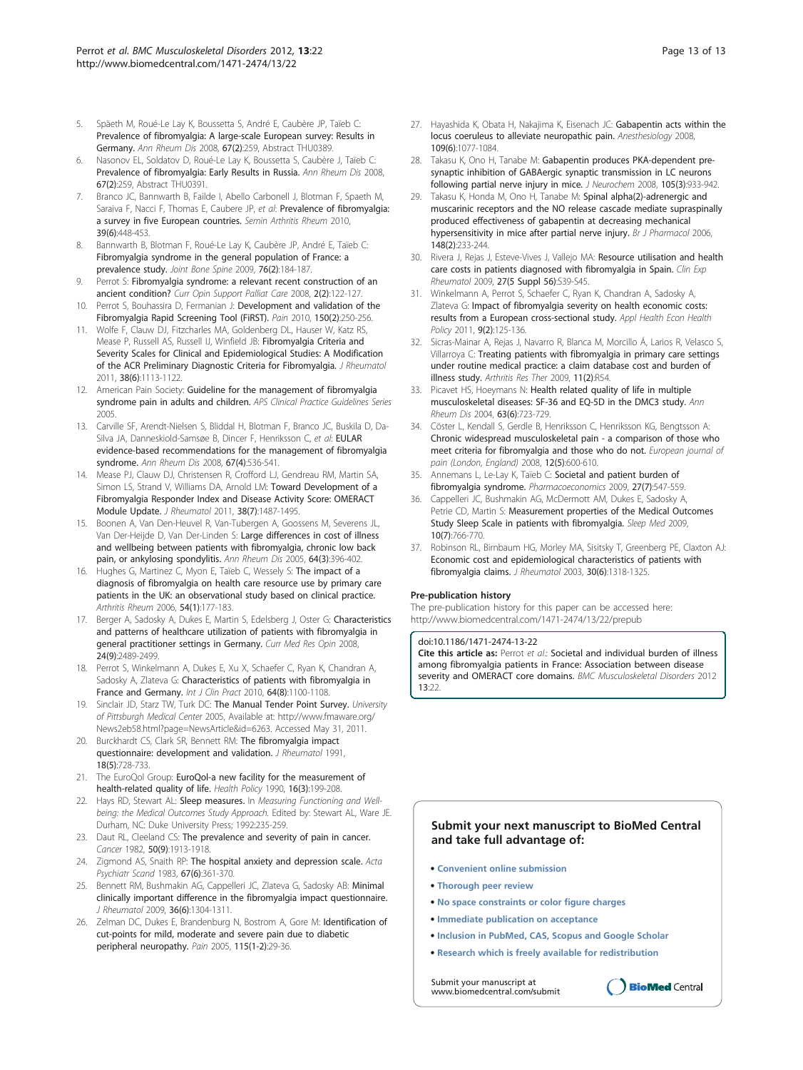5. Späeth M, Roué-Le Lay K, Boussetta S, André E, Caubère JP, Taïeb C: **Prevalence of fibromyalgia: A large-scale European survey: Results in Germany.** *Ann Rheum Dis* 2008, **67(2)**:259, Abstract THU0389.
6. Nasonov EL, Soldatov D, Roué-Le Lay K, Boussetta S, Caubère J, Taïeb C: **Prevalence of fibromyalgia: Early Results in Russia.** *Ann Rheum Dis* 2008, **67(2)**:259, Abstract THU0391.
7. Branco JC, Bannwarth B, Failde I, Abello Carbonell J, Blotman F, Spaeth M, Saraiva F, Nacci F, Thomas E, Caubere JP, *et al*: **Prevalence of fibromyalgia: a survey in five European countries.** *Semin Arthritis Rheum* 2010, **39(6)**:448-453.
8. Bannwarth B, Blotman F, Roué-Le Lay K, Caubère JP, André E, Taïeb C: **Fibromyalgia syndrome in the general population of France: a prevalence study.** *Joint Bone Spine* 2009, **76(2)**:184-187.
9. Perrot S: **Fibromyalgia syndrome: a relevant recent construction of an ancient condition?** *Curr Opin Support Palliat Care* 2008, **2(2)**:122-127.
10. Perrot S, Bouhassira D, Fermanian J: **Development and validation of the Fibromyalgia Rapid Screening Tool (FiRST).** *Pain* 2010, **150(2)**:250-256.
11. Wolfe F, Clauw DJ, Fitzcharles MA, Goldenberg DL, Hauser W, Katz RS, Mease P, Russell AS, Russell IJ, Winfield JB: **Fibromyalgia Criteria and Severity Scales for Clinical and Epidemiological Studies: A Modification of the ACR Preliminary Diagnostic Criteria for Fibromyalgia.** *J Rheumatol* 2011, **38(6)**:1113-1122.
12. American Pain Society: **Guideline for the management of fibromyalgia syndrome pain in adults and children.** *APS Clinical Practice Guidelines Series* 2005.
13. Carville SF, Arendt-Nielsen S, Bliddal H, Blotman F, Branco JC, Buskila D, Da-Silva JA, Danneskiold-Samsøe B, Dincer F, Henriksson C, *et al*: **EULAR evidence-based recommendations for the management of fibromyalgia syndrome.** *Ann Rheum Dis* 2008, **67(4)**:536-541.
14. Mease PJ, Clauw DJ, Christensen R, Crofford LJ, Gendreau RM, Martin SA, Simon LS, Strand V, Williams DA, Arnold LM: **Toward Development of a Fibromyalgia Responder Index and Disease Activity Score: OMERACT Module Update.** *J Rheumatol* 2011, **38(7)**:1487-1495.
15. Boonen A, Van Den-Heuvel R, Van-Tubergen A, Goossens M, Severens JL, Van Der-Heijde D, Van Der-Linden S: **Large differences in cost of illness and wellbeing between patients with fibromyalgia, chronic low back pain, or ankylosing spondylitis.** *Ann Rheum Dis* 2005, **64(3)**:396-402.
16. Hughes G, Martinez C, Myon E, Taïeb C, Wessely S: **The impact of a diagnosis of fibromyalgia on health care resource use by primary care patients in the UK: an observational study based on clinical practice.** *Arthritis Rheum* 2006, **54(1)**:177-183.
17. Berger A, Sadosky A, Dukes E, Martin S, Edelsberg J, Oster G: **Characteristics and patterns of healthcare utilization of patients with fibromyalgia in general practitioner settings in Germany.** *Curr Med Res Opin* 2008, **24(9)**:2489-2499.
18. Perrot S, Winkelmann A, Dukes E, Xu X, Schaefer C, Ryan K, Chandran A, Sadosky A, Zlateva G: **Characteristics of patients with fibromyalgia in France and Germany.** *Int J Clin Pract* 2010, **64(8)**:1100-1108.
19. Sinclair JD, Starz TW, Turk DC: **The Manual Tender Point Survey.** *University of Pittsburgh Medical Center* 2005, Available at: http://www.fmaware.org/News2eb58.html?page=NewsArticle&id=6263. Accessed May 31, 2011.
20. Burckhardt CS, Clark SR, Bennett RM: **The fibromyalgia impact questionnaire: development and validation.** *J Rheumatol* 1991, **18(5)**:728-733.
21. The EuroQol Group: **EuroQol-a new facility for the measurement of health-related quality of life.** *Health Policy* 1990, **16(3)**:199-208.
22. Hays RD, Stewart AL: **Sleep measures.** In *Measuring Functioning and Well-being: the Medical Outcomes Study Approach.* Edited by: Stewart AL, Ware JE. Durham, NC: Duke University Press; 1992:235-259.
23. Daut RL, Cleeland CS: **The prevalence and severity of pain in cancer.** *Cancer* 1982, **50(9)**:1913-1918.
24. Zigmond AS, Snaith RP: **The hospital anxiety and depression scale.** *Acta Psychiatr Scand* 1983, **67(6)**:361-370.
25. Bennett RM, Bushmakin AG, Cappelleri JC, Zlateva G, Sadosky AB: **Minimal clinically important difference in the fibromyalgia impact questionnaire.** *J Rheumatol* 2009, **36(6)**:1304-1311.
26. Zelman DC, Dukes E, Brandenburg N, Bostrom A, Gore M: **Identification of cut-points for mild, moderate and severe pain due to diabetic peripheral neuropathy.** *Pain* 2005, **115(1-2)**:29-36.
27. Hayashida K, Obata H, Nakajima K, Eisenach JC: **Gabapentin acts within the locus coeruleus to alleviate neuropathic pain.** *Anesthesiology* 2008, **109(6)**:1077-1084.
28. Takasu K, Ono H, Tanabe M: **Gabapentin produces PKA-dependent pre-synaptic inhibition of GABAergic synaptic transmission in LC neurons following partial nerve injury in mice.** *J Neurochem* 2008, **105(3)**:933-942.
29. Takasu K, Honda M, Ono H, Tanabe M: **Spinal alpha(2)-adrenergic and muscarinic receptors and the NO release cascade mediate supraspinally produced effectiveness of gabapentin at decreasing mechanical hypersensitivity in mice after partial nerve injury.** *Br J Pharmacol* 2006, **148(2)**:233-244.
30. Rivera J, Rejas J, Esteve-Vives J, Vallejo MA: **Resource utilisation and health care costs in patients diagnosed with fibromyalgia in Spain.** *Clin Exp Rheumatol* 2009, **27(5 Suppl 56)**:S39-S45.
31. Winkelmann A, Perrot S, Schaefer C, Ryan K, Chandran A, Sadosky A, Zlateva G: **Impact of fibromyalgia severity on health economic costs: results from a European cross-sectional study.** *Appl Health Econ Health Policy* 2011, **9(2)**:125-136.
32. Sicras-Mainar A, Rejas J, Navarro R, Blanca M, Morcillo Á, Larios R, Velasco S, Villarroya C: **Treating patients with fibromyalgia in primary care settings under routine medical practice: a claim database cost and burden of illness study.** *Arthritis Res Ther* 2009, **11(2)**:R54.
33. Picavet HS, Hoeymans N: **Health related quality of life in multiple musculoskeletal diseases: SF-36 and EQ-5D in the DMC3 study.** *Ann Rheum Dis* 2004, **63(6)**:723-729.
34. Cöster L, Kendall S, Gerdle B, Henriksson C, Henriksson KG, Bengtsson A: **Chronic widespread musculoskeletal pain - a comparison of those who meet criteria for fibromyalgia and those who do not.** *European journal of pain (London, England)* 2008, **12(5)**:600-610.
35. Annemans L, Le-Lay K, Taïeb C: **Societal and patient burden of fibromyalgia syndrome.** *Pharmacoeconomics* 2009, **27(7)**:547-559.
36. Cappelleri JC, Bushmakin AG, McDermott AM, Dukes E, Sadosky A, Petrie CD, Martin S: **Measurement properties of the Medical Outcomes Study Sleep Scale in patients with fibromyalgia.** *Sleep Med* 2009, **10(7)**:766-770.
37. Robinson RL, Birnbaum HG, Morley MA, Sisitsky T, Greenberg PE, Claxton AJ: **Economic cost and epidemiological characteristics of patients with fibromyalgia claims.** *J Rheumatol* 2003, **30(6)**:1318-1325.

### Pre-publication history

The pre-publication history for this paper can be accessed here: http://www.biomedcentral.com/1471-2474/13/22/prepub

doi:10.1186/1471-2474-13-22

**Cite this article as:** Perrot *et al.*: Societal and individual burden of illness among fibromyalgia patients in France: Association between disease severity and OMERACT core domains. *BMC Musculoskeletal Disorders* 2012 **13**:22.

**Submit your next manuscript to BioMed Central and take full advantage of:**

- **Convenient online submission**
- **Thorough peer review**
- **No space constraints or color figure charges**
- **Immediate publication on acceptance**
- **Inclusion in PubMed, CAS, Scopus and Google Scholar**
- **Research which is freely available for redistribution**

Submit your manuscript at www.biomedcentral.com/submit

BioMed Central